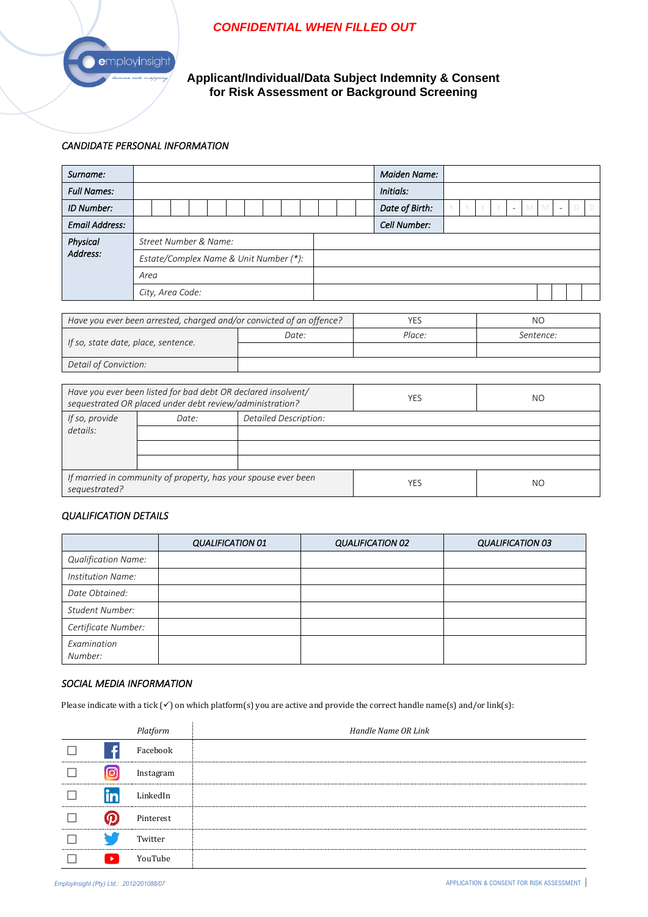**CONFIDENTIAL WHEN FILLED OUT**

# Applicant/Individual/Data Subject Indemnity & Consent for Risk Assessment or Background Screening

### *CANDIDATE PERSONAL INFORMATION*

| | | | |
|---|---|---|---|
| ***Surname:*** | | ***Maiden Name:*** | |
| ***Full Names:*** | | ***Initials:*** | |
| ***ID Number:*** | | ***Date of Birth:*** | Y Y Y Y - M M - D D |
| ***Email Address:*** | | ***Cell Number:*** | |
| ***Physical Address:*** | *Street Number & Name:* | | |
| | *Estate/Complex Name & Unit Number (\*):* | | |
| | *Area* | | |
| | *City, Area Code:* | | |

| | | | |
|---|---|---|---|
| *Have you ever been arrested, charged and/or convicted of an offence?* | | YES | NO |
| *If so, state date, place, sentence.* | *Date:* | *Place:* | *Sentence:* |
| | | | |
| *Detail of Conviction:* | | | |

| | | | |
|---|---|---|---|
| *Have you ever been listed for bad debt OR declared insolvent/ sequestrated OR placed under debt review/administration?* | | YES | NO |
| *If so, provide details:* | *Date:* | *Detailed Description:* | |
| | | | |
| | | | |
| | | | |
| *If married in community of property, has your spouse ever been sequestrated?* | | YES | NO |

### *QUALIFICATION DETAILS*

| | ***QUALIFICATION 01*** | ***QUALIFICATION 02*** | ***QUALIFICATION 03*** |
|---|---|---|---|
| *Qualification Name:* | | | |
| *Institution Name:* | | | |
| *Date Obtained:* | | | |
| *Student Number:* | | | |
| *Certificate Number:* | | | |
| *Examination Number:* | | | |

### *SOCIAL MEDIA INFORMATION*

Please indicate with a tick (✓) on which platform(s) you are active and provide the correct handle name(s) and/or link(s):

| | *Platform* | *Handle Name OR Link* |
|---|---|---|
| ☐ | Facebook | |
| ☐ | Instagram | |
| ☐ | LinkedIn | |
| ☐ | Pinterest | |
| ☐ | Twitter | |
| ☐ | YouTube | |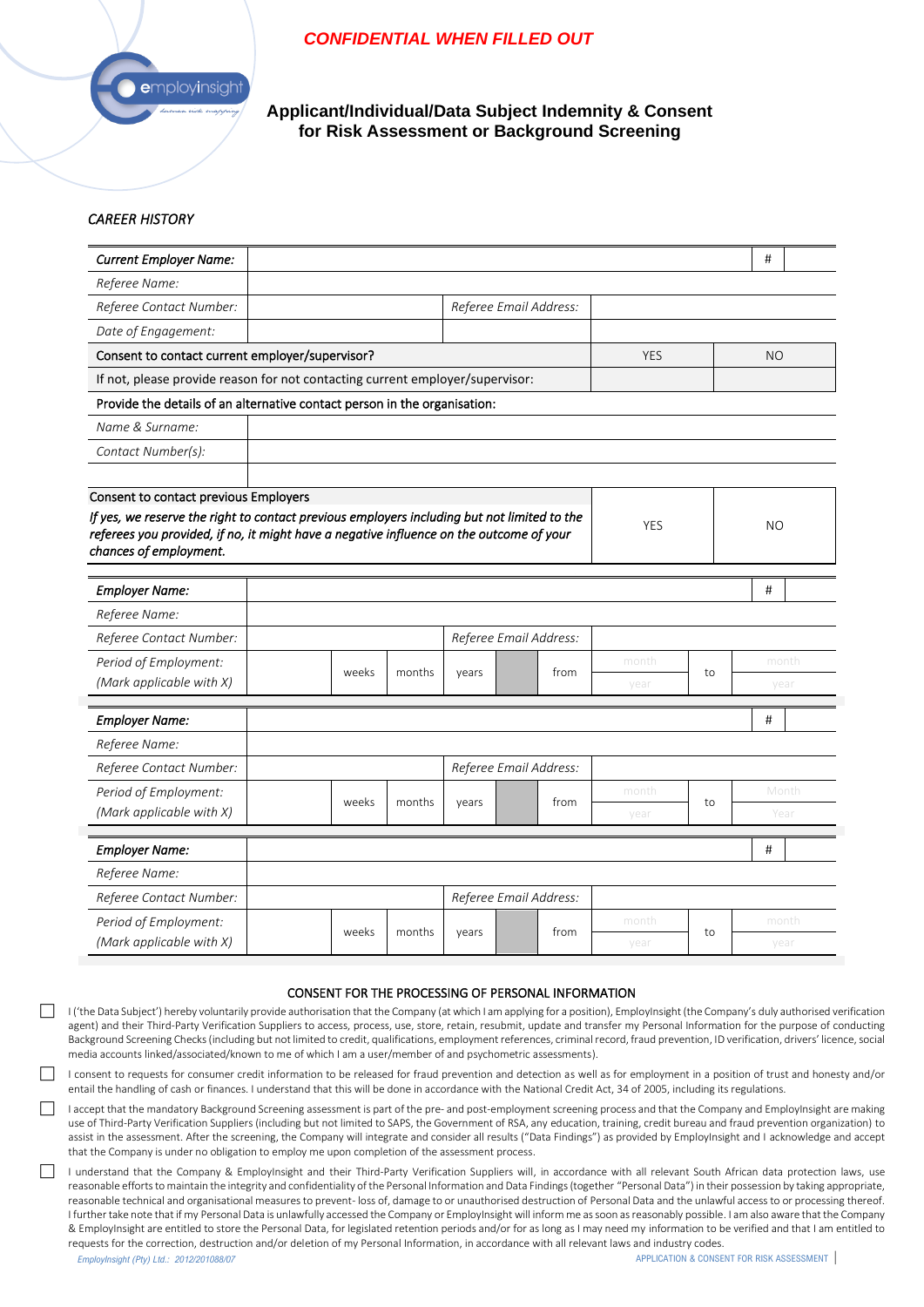**CONFIDENTIAL WHEN FILLED OUT**

## Applicant/Individual/Data Subject Indemnity & Consent for Risk Assessment or Background Screening

*CAREER HISTORY*

| *Current Employer Name:* | | | | | | | # | |
|---|---|---|---|---|---|---|---|---|
| *Referee Name:* | | | | | | | | |
| *Referee Contact Number:* | | | *Referee Email Address:* | | | | | |
| *Date of Engagement:* | | | | | | | | |
| Consent to contact current employer/supervisor? | | | | | YES | | NO | |
| If not, please provide reason for not contacting current employer/supervisor: | | | | | | | | |
| Provide the details of an alternative contact person in the organisation: | | | | | | | | |
| *Name & Surname:* | | | | | | | | |
| *Contact Number(s):* | | | | | | | | |

| Consent to contact previous Employers *If yes, we reserve the right to contact previous employers including but not limited to the referees you provided, if no, it might have a negative influence on the outcome of your chances of employment.* | YES | NO |
|---|---|---|

| *Employer Name:* | | | | | | | | # | |
|---|---|---|---|---|---|---|---|---|---|
| *Referee Name:* | | | | | | | | | |
| *Referee Contact Number:* | | | *Referee Email Address:* | | | | | | |
| *Period of Employment: (Mark applicable with X)* | | weeks | months | years | | from | month / year | to | month / year |

| *Employer Name:* | | | | | | | | # | |
|---|---|---|---|---|---|---|---|---|---|
| *Referee Name:* | | | | | | | | | |
| *Referee Contact Number:* | | | *Referee Email Address:* | | | | | | |
| *Period of Employment: (Mark applicable with X)* | | weeks | months | years | | from | month / year | to | Month / Year |

| *Employer Name:* | | | | | | | | # | |
|---|---|---|---|---|---|---|---|---|---|
| *Referee Name:* | | | | | | | | | |
| *Referee Contact Number:* | | | *Referee Email Address:* | | | | | | |
| *Period of Employment: (Mark applicable with X)* | | weeks | months | years | | from | month / year | to | month / year |

### CONSENT FOR THE PROCESSING OF PERSONAL INFORMATION

☐ I ('the Data Subject') hereby voluntarily provide authorisation that the Company (at which I am applying for a position), EmployInsight (the Company's duly authorised verification agent) and their Third-Party Verification Suppliers to access, process, use, store, retain, resubmit, update and transfer my Personal Information for the purpose of conducting Background Screening Checks (including but not limited to credit, qualifications, employment references, criminal record, fraud prevention, ID verification, drivers' licence, social media accounts linked/associated/known to me of which I am a user/member of and psychometric assessments).

☐ I consent to requests for consumer credit information to be released for fraud prevention and detection as well as for employment in a position of trust and honesty and/or entail the handling of cash or finances. I understand that this will be done in accordance with the National Credit Act, 34 of 2005, including its regulations.

☐ I accept that the mandatory Background Screening assessment is part of the pre- and post-employment screening process and that the Company and EmployInsight are making use of Third-Party Verification Suppliers (including but not limited to SAPS, the Government of RSA, any education, training, credit bureau and fraud prevention organization) to assist in the assessment. After the screening, the Company will integrate and consider all results ("Data Findings") as provided by EmployInsight and I acknowledge and accept that the Company is under no obligation to employ me upon completion of the assessment process.

☐ I understand that the Company & EmployInsight and their Third-Party Verification Suppliers will, in accordance with all relevant South African data protection laws, use reasonable efforts to maintain the integrity and confidentiality of the Personal Information and Data Findings (together "Personal Data") in their possession by taking appropriate, reasonable technical and organisational measures to prevent- loss of, damage to or unauthorised destruction of Personal Data and the unlawful access to or processing thereof. I further take note that if my Personal Data is unlawfully accessed the Company or EmployInsight will inform me as soon as reasonably possible. I am also aware that the Company & EmployInsight are entitled to store the Personal Data, for legislated retention periods and/or for as long as I may need my information to be verified and that I am entitled to requests for the correction, destruction and/or deletion of my Personal Information, in accordance with all relevant laws and industry codes.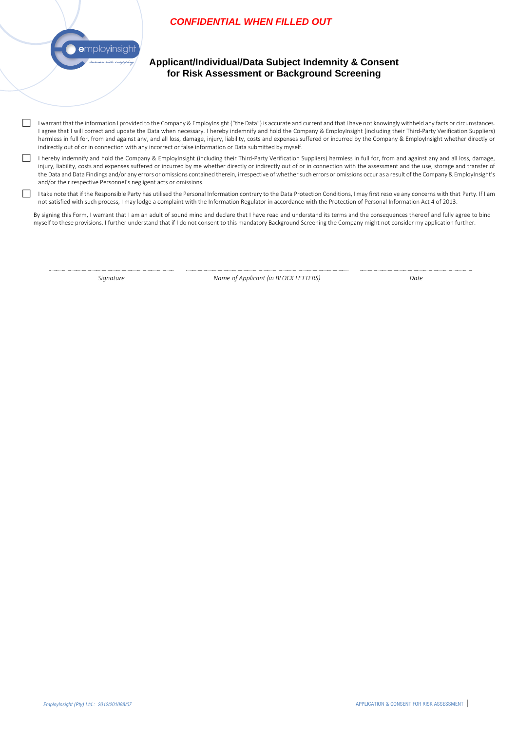*CONFIDENTIAL WHEN FILLED OUT*

## Applicant/Individual/Data Subject Indemnity & Consent for Risk Assessment or Background Screening

☐ I warrant that the information I provided to the Company & EmployInsight ("the Data") is accurate and current and that I have not knowingly withheld any facts or circumstances. I agree that I will correct and update the Data when necessary. I hereby indemnify and hold the Company & EmployInsight (including their Third-Party Verification Suppliers) harmless in full for, from and against any, and all loss, damage, injury, liability, costs and expenses suffered or incurred by the Company & EmployInsight whether directly or indirectly out of or in connection with any incorrect or false information or Data submitted by myself.

☐ I hereby indemnify and hold the Company & EmployInsight (including their Third-Party Verification Suppliers) harmless in full for, from and against any and all loss, damage, injury, liability, costs and expenses suffered or incurred by me whether directly or indirectly out of or in connection with the assessment and the use, storage and transfer of the Data and Data Findings and/or any errors or omissions contained therein, irrespective of whether such errors or omissions occur as a result of the Company & EmployInsight's and/or their respective Personnel's negligent acts or omissions.

☐ I take note that if the Responsible Party has utilised the Personal Information contrary to the Data Protection Conditions, I may first resolve any concerns with that Party. If I am not satisfied with such process, I may lodge a complaint with the Information Regulator in accordance with the Protection of Personal Information Act 4 of 2013.

By signing this Form, I warrant that I am an adult of sound mind and declare that I have read and understand its terms and the consequences thereof and fully agree to bind myself to these provisions. I further understand that if I do not consent to this mandatory Background Screening the Company might not consider my application further.

| | | |
|---|---|---|
| ............................................ | ............................................ | ............................................ |
| *Signature* | *Name of Applicant (in BLOCK LETTERS)* | *Date* |